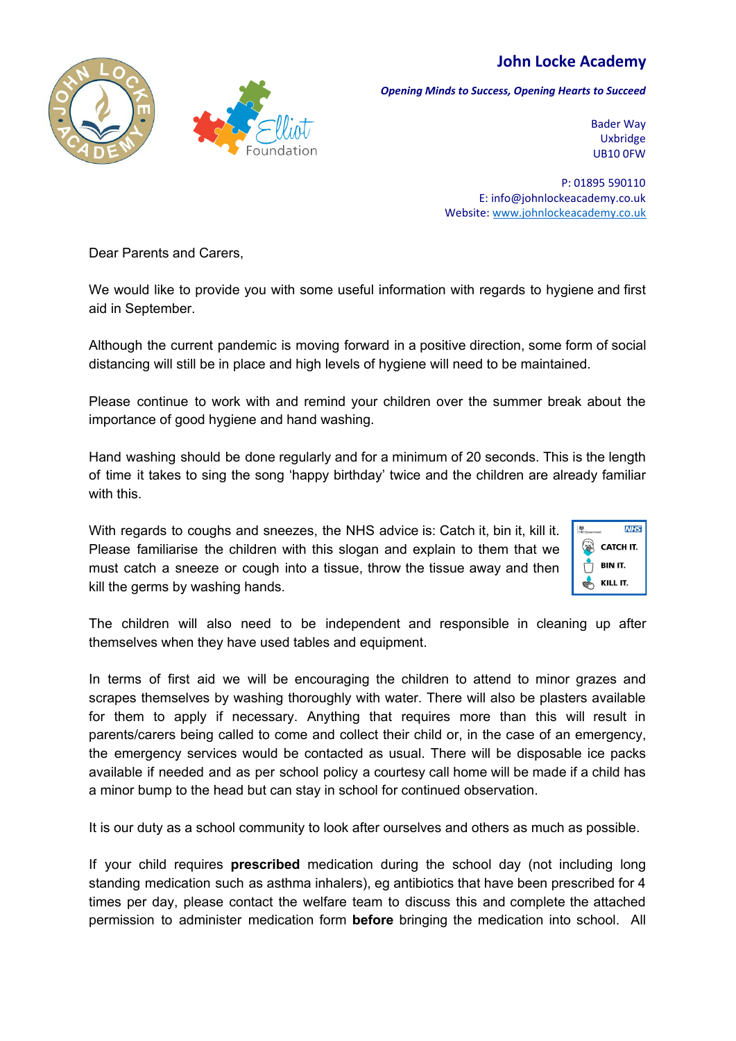**John Locke Academy**

***Opening Minds to Success, Opening Hearts to Succeed***

Bader Way
Uxbridge
UB10 0FW

P: 01895 590110
E: info@johnlockeacademy.co.uk
Website: www.johnlockeacademy.co.uk

Dear Parents and Carers,

We would like to provide you with some useful information with regards to hygiene and first aid in September.

Although the current pandemic is moving forward in a positive direction, some form of social distancing will still be in place and high levels of hygiene will need to be maintained.

Please continue to work with and remind your children over the summer break about the importance of good hygiene and hand washing.

Hand washing should be done regularly and for a minimum of 20 seconds. This is the length of time it takes to sing the song 'happy birthday' twice and the children are already familiar with this.

With regards to coughs and sneezes, the NHS advice is: Catch it, bin it, kill it. Please familiarise the children with this slogan and explain to them that we must catch a sneeze or cough into a tissue, throw the tissue away and then kill the germs by washing hands.

CATCH IT.
BIN IT.
KILL IT.

The children will also need to be independent and responsible in cleaning up after themselves when they have used tables and equipment.

In terms of first aid we will be encouraging the children to attend to minor grazes and scrapes themselves by washing thoroughly with water. There will also be plasters available for them to apply if necessary. Anything that requires more than this will result in parents/carers being called to come and collect their child or, in the case of an emergency, the emergency services would be contacted as usual. There will be disposable ice packs available if needed and as per school policy a courtesy call home will be made if a child has a minor bump to the head but can stay in school for continued observation.

It is our duty as a school community to look after ourselves and others as much as possible.

If your child requires **prescribed** medication during the school day (not including long standing medication such as asthma inhalers), eg antibiotics that have been prescribed for 4 times per day, please contact the welfare team to discuss this and complete the attached permission to administer medication form **before** bringing the medication into school. All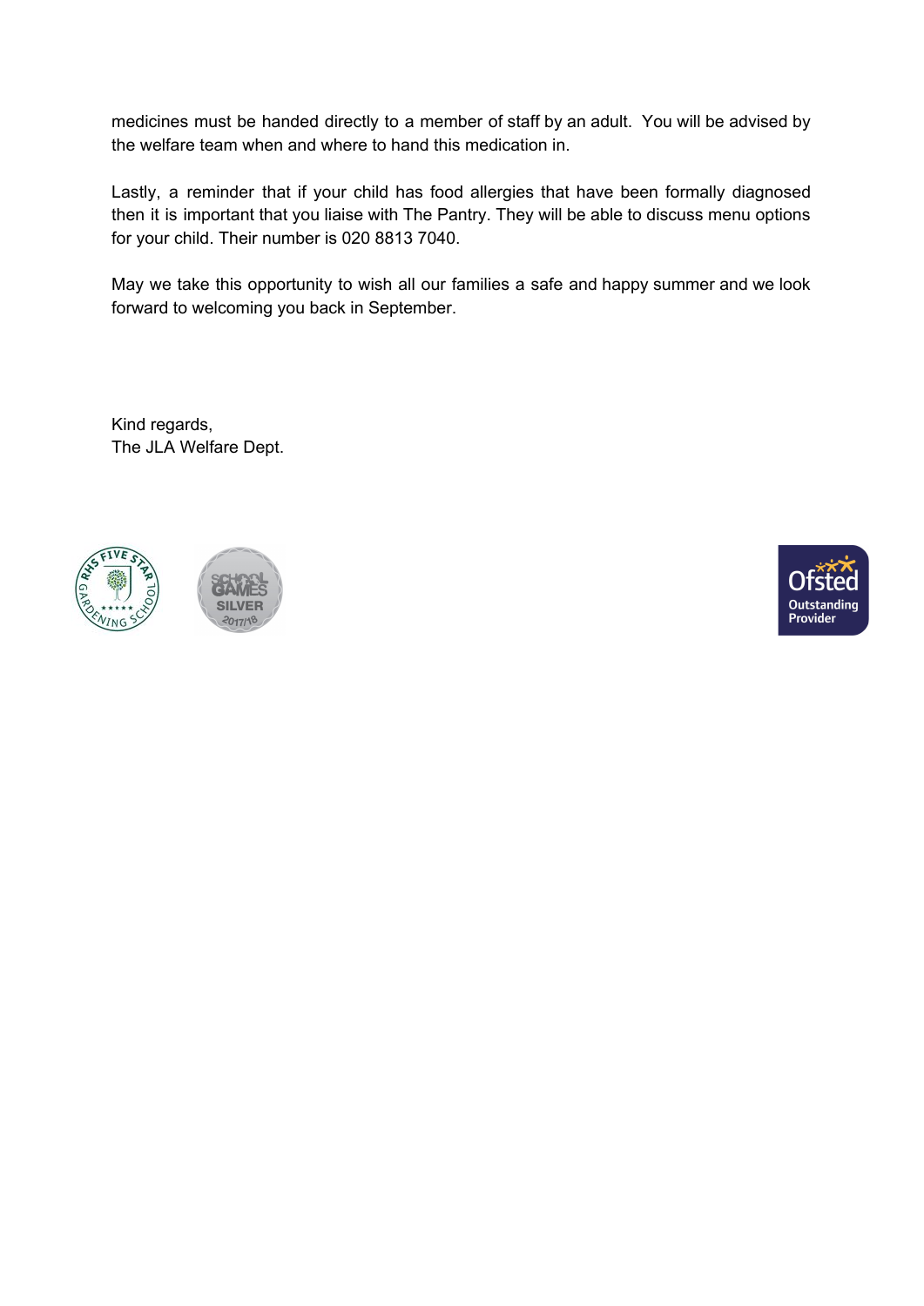medicines must be handed directly to a member of staff by an adult. You will be advised by the welfare team when and where to hand this medication in.

Lastly, a reminder that if your child has food allergies that have been formally diagnosed then it is important that you liaise with The Pantry. They will be able to discuss menu options for your child. Their number is 020 8813 7040.

May we take this opportunity to wish all our families a safe and happy summer and we look forward to welcoming you back in September.

Kind regards,
The JLA Welfare Dept.